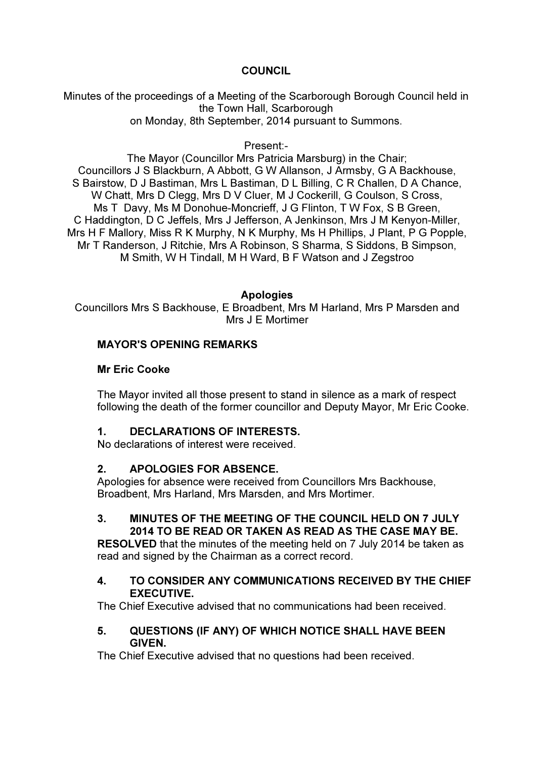# COUNCIL

Minutes of the proceedings of a Meeting of the Scarborough Borough Council held in the Town Hall, Scarborough on Monday, 8th September, 2014 pursuant to Summons.

Present:-
The Mayor (Councillor Mrs Patricia Marsburg) in the Chair;
Councillors J S Blackburn, A Abbott, G W Allanson, J Armsby, G A Backhouse, S Bairstow, D J Bastiman, Mrs L Bastiman, D L Billing, C R Challen, D A Chance, W Chatt, Mrs D Clegg, Mrs D V Cluer, M J Cockerill, G Coulson, S Cross, Ms T Davy, Ms M Donohue-Moncrieff, J G Flinton, T W Fox, S B Green, C Haddington, D C Jeffels, Mrs J Jefferson, A Jenkinson, Mrs J M Kenyon-Miller, Mrs H F Mallory, Miss R K Murphy, N K Murphy, Ms H Phillips, J Plant, P G Popple, Mr T Randerson, J Ritchie, Mrs A Robinson, S Sharma, S Siddons, B Simpson, M Smith, W H Tindall, M H Ward, B F Watson and J Zegstroo

**Apologies**
Councillors Mrs S Backhouse, E Broadbent, Mrs M Harland, Mrs P Marsden and Mrs J E Mortimer

**MAYOR'S OPENING REMARKS**

**Mr Eric Cooke**

The Mayor invited all those present to stand in silence as a mark of respect following the death of the former councillor and Deputy Mayor, Mr Eric Cooke.

**1. DECLARATIONS OF INTERESTS.**
No declarations of interest were received.

**2. APOLOGIES FOR ABSENCE.**
Apologies for absence were received from Councillors Mrs Backhouse, Broadbent, Mrs Harland, Mrs Marsden, and Mrs Mortimer.

**3. MINUTES OF THE MEETING OF THE COUNCIL HELD ON 7 JULY 2014 TO BE READ OR TAKEN AS READ AS THE CASE MAY BE.**
**RESOLVED** that the minutes of the meeting held on 7 July 2014 be taken as read and signed by the Chairman as a correct record.

**4. TO CONSIDER ANY COMMUNICATIONS RECEIVED BY THE CHIEF EXECUTIVE.**
The Chief Executive advised that no communications had been received.

**5. QUESTIONS (IF ANY) OF WHICH NOTICE SHALL HAVE BEEN GIVEN.**
The Chief Executive advised that no questions had been received.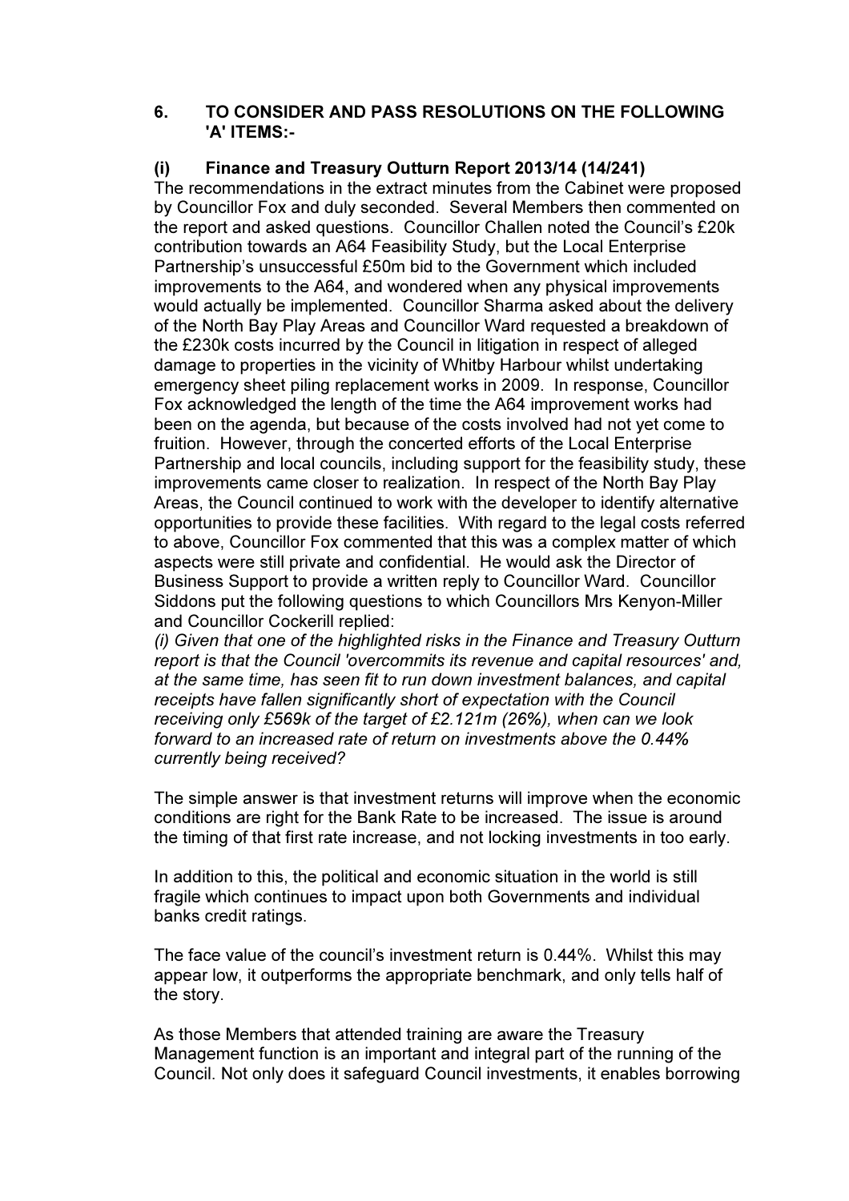### 6. TO CONSIDER AND PASS RESOLUTIONS ON THE FOLLOWING 'A' ITEMS:-

#### (i) Finance and Treasury Outturn Report 2013/14 (14/241)

The recommendations in the extract minutes from the Cabinet were proposed by Councillor Fox and duly seconded. Several Members then commented on the report and asked questions. Councillor Challen noted the Council's £20k contribution towards an A64 Feasibility Study, but the Local Enterprise Partnership's unsuccessful £50m bid to the Government which included improvements to the A64, and wondered when any physical improvements would actually be implemented. Councillor Sharma asked about the delivery of the North Bay Play Areas and Councillor Ward requested a breakdown of the £230k costs incurred by the Council in litigation in respect of alleged damage to properties in the vicinity of Whitby Harbour whilst undertaking emergency sheet piling replacement works in 2009. In response, Councillor Fox acknowledged the length of the time the A64 improvement works had been on the agenda, but because of the costs involved had not yet come to fruition. However, through the concerted efforts of the Local Enterprise Partnership and local councils, including support for the feasibility study, these improvements came closer to realization. In respect of the North Bay Play Areas, the Council continued to work with the developer to identify alternative opportunities to provide these facilities. With regard to the legal costs referred to above, Councillor Fox commented that this was a complex matter of which aspects were still private and confidential. He would ask the Director of Business Support to provide a written reply to Councillor Ward. Councillor Siddons put the following questions to which Councillors Mrs Kenyon-Miller and Councillor Cockerill replied:

*(i) Given that one of the highlighted risks in the Finance and Treasury Outturn report is that the Council 'overcommits its revenue and capital resources' and, at the same time, has seen fit to run down investment balances, and capital receipts have fallen significantly short of expectation with the Council receiving only £569k of the target of £2.121m (26%), when can we look forward to an increased rate of return on investments above the 0.44% currently being received?*

The simple answer is that investment returns will improve when the economic conditions are right for the Bank Rate to be increased. The issue is around the timing of that first rate increase, and not locking investments in too early.

In addition to this, the political and economic situation in the world is still fragile which continues to impact upon both Governments and individual banks credit ratings.

The face value of the council's investment return is 0.44%. Whilst this may appear low, it outperforms the appropriate benchmark, and only tells half of the story.

As those Members that attended training are aware the Treasury Management function is an important and integral part of the running of the Council. Not only does it safeguard Council investments, it enables borrowing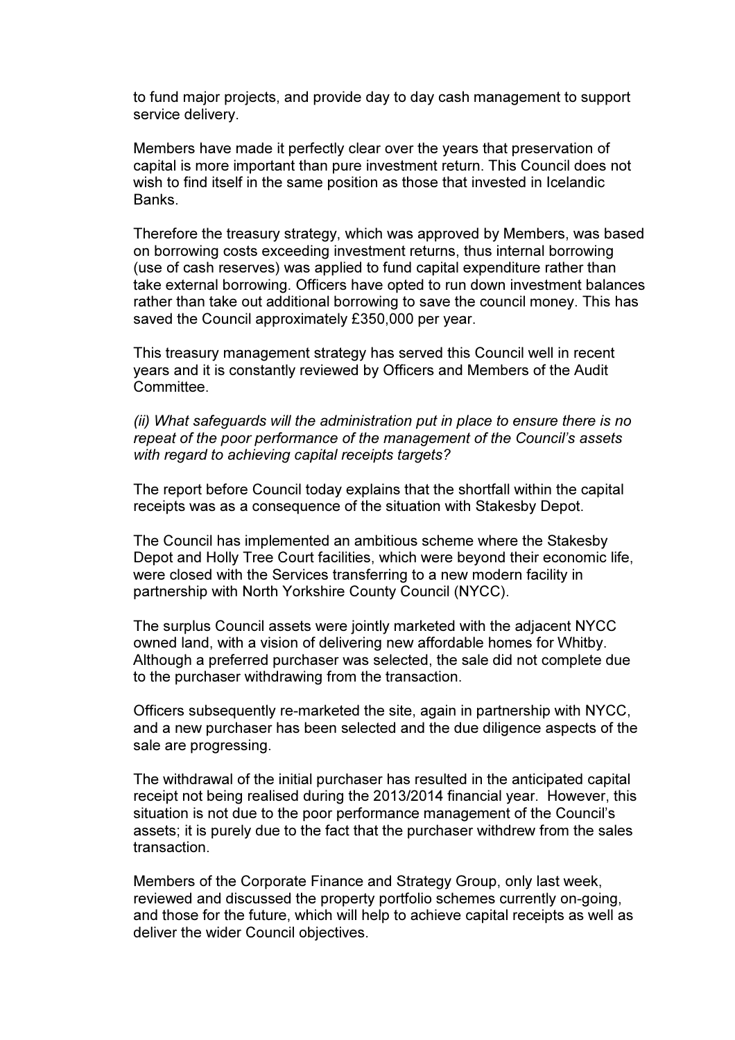to fund major projects, and provide day to day cash management to support service delivery.

Members have made it perfectly clear over the years that preservation of capital is more important than pure investment return. This Council does not wish to find itself in the same position as those that invested in Icelandic Banks.

Therefore the treasury strategy, which was approved by Members, was based on borrowing costs exceeding investment returns, thus internal borrowing (use of cash reserves) was applied to fund capital expenditure rather than take external borrowing. Officers have opted to run down investment balances rather than take out additional borrowing to save the council money. This has saved the Council approximately £350,000 per year.

This treasury management strategy has served this Council well in recent years and it is constantly reviewed by Officers and Members of the Audit Committee.

*(ii) What safeguards will the administration put in place to ensure there is no repeat of the poor performance of the management of the Council's assets with regard to achieving capital receipts targets?*

The report before Council today explains that the shortfall within the capital receipts was as a consequence of the situation with Stakesby Depot.

The Council has implemented an ambitious scheme where the Stakesby Depot and Holly Tree Court facilities, which were beyond their economic life, were closed with the Services transferring to a new modern facility in partnership with North Yorkshire County Council (NYCC).

The surplus Council assets were jointly marketed with the adjacent NYCC owned land, with a vision of delivering new affordable homes for Whitby. Although a preferred purchaser was selected, the sale did not complete due to the purchaser withdrawing from the transaction.

Officers subsequently re-marketed the site, again in partnership with NYCC, and a new purchaser has been selected and the due diligence aspects of the sale are progressing.

The withdrawal of the initial purchaser has resulted in the anticipated capital receipt not being realised during the 2013/2014 financial year. However, this situation is not due to the poor performance management of the Council's assets; it is purely due to the fact that the purchaser withdrew from the sales transaction.

Members of the Corporate Finance and Strategy Group, only last week, reviewed and discussed the property portfolio schemes currently on-going, and those for the future, which will help to achieve capital receipts as well as deliver the wider Council objectives.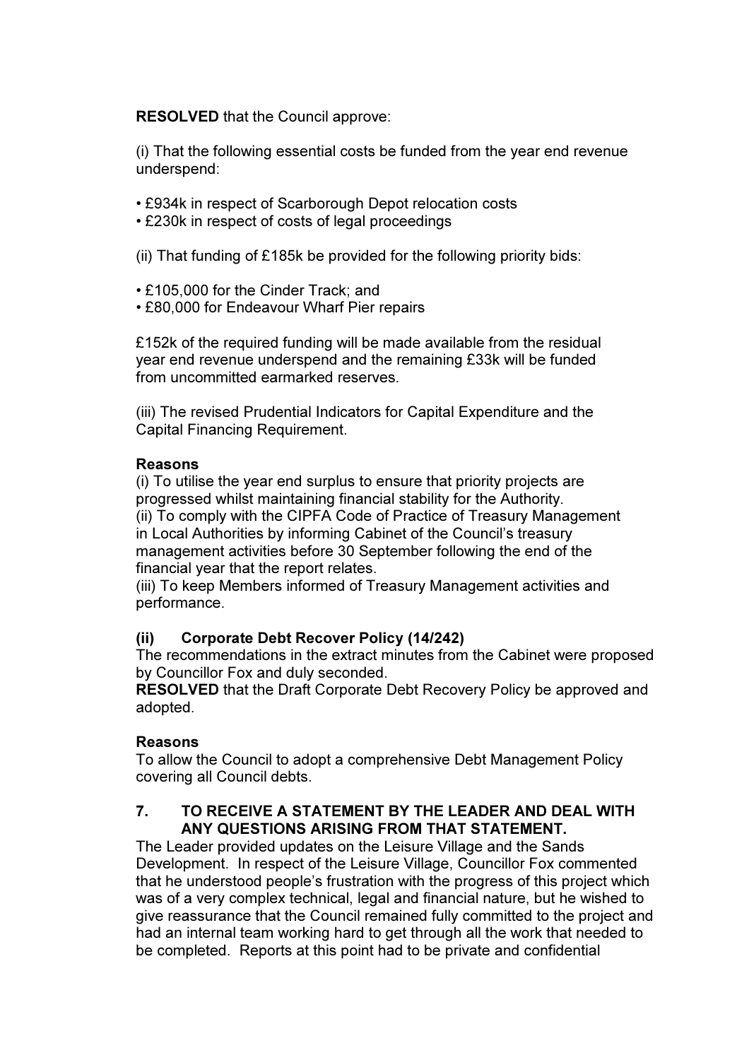**RESOLVED** that the Council approve:

(i) That the following essential costs be funded from the year end revenue underspend:

- £934k in respect of Scarborough Depot relocation costs
- £230k in respect of costs of legal proceedings

(ii) That funding of £185k be provided for the following priority bids:

- £105,000 for the Cinder Track; and
- £80,000 for Endeavour Wharf Pier repairs

£152k of the required funding will be made available from the residual year end revenue underspend and the remaining £33k will be funded from uncommitted earmarked reserves.

(iii) The revised Prudential Indicators for Capital Expenditure and the Capital Financing Requirement.

**Reasons**
(i) To utilise the year end surplus to ensure that priority projects are progressed whilst maintaining financial stability for the Authority.
(ii) To comply with the CIPFA Code of Practice of Treasury Management in Local Authorities by informing Cabinet of the Council's treasury management activities before 30 September following the end of the financial year that the report relates.
(iii) To keep Members informed of Treasury Management activities and performance.

**(ii) Corporate Debt Recover Policy (14/242)**
The recommendations in the extract minutes from the Cabinet were proposed by Councillor Fox and duly seconded.
**RESOLVED** that the Draft Corporate Debt Recovery Policy be approved and adopted.

**Reasons**
To allow the Council to adopt a comprehensive Debt Management Policy covering all Council debts.

**7. TO RECEIVE A STATEMENT BY THE LEADER AND DEAL WITH ANY QUESTIONS ARISING FROM THAT STATEMENT.**
The Leader provided updates on the Leisure Village and the Sands Development. In respect of the Leisure Village, Councillor Fox commented that he understood people's frustration with the progress of this project which was of a very complex technical, legal and financial nature, but he wished to give reassurance that the Council remained fully committed to the project and had an internal team working hard to get through all the work that needed to be completed. Reports at this point had to be private and confidential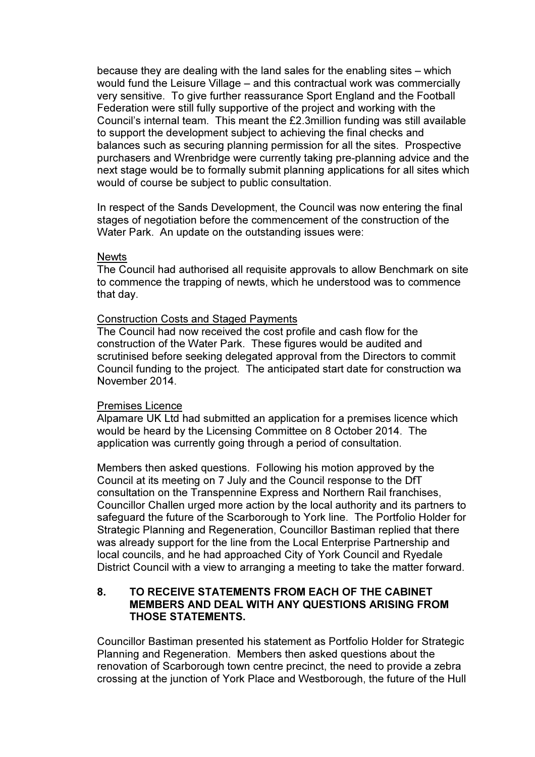because they are dealing with the land sales for the enabling sites – which would fund the Leisure Village – and this contractual work was commercially very sensitive. To give further reassurance Sport England and the Football Federation were still fully supportive of the project and working with the Council's internal team. This meant the £2.3million funding was still available to support the development subject to achieving the final checks and balances such as securing planning permission for all the sites. Prospective purchasers and Wrenbridge were currently taking pre-planning advice and the next stage would be to formally submit planning applications for all sites which would of course be subject to public consultation.

In respect of the Sands Development, the Council was now entering the final stages of negotiation before the commencement of the construction of the Water Park. An update on the outstanding issues were:

Newts
The Council had authorised all requisite approvals to allow Benchmark on site to commence the trapping of newts, which he understood was to commence that day.

Construction Costs and Staged Payments
The Council had now received the cost profile and cash flow for the construction of the Water Park. These figures would be audited and scrutinised before seeking delegated approval from the Directors to commit Council funding to the project. The anticipated start date for construction wa November 2014.

Premises Licence
Alpamare UK Ltd had submitted an application for a premises licence which would be heard by the Licensing Committee on 8 October 2014. The application was currently going through a period of consultation.

Members then asked questions. Following his motion approved by the Council at its meeting on 7 July and the Council response to the DfT consultation on the Transpennine Express and Northern Rail franchises, Councillor Challen urged more action by the local authority and its partners to safeguard the future of the Scarborough to York line. The Portfolio Holder for Strategic Planning and Regeneration, Councillor Bastiman replied that there was already support for the line from the Local Enterprise Partnership and local councils, and he had approached City of York Council and Ryedale District Council with a view to arranging a meeting to take the matter forward.

**8. TO RECEIVE STATEMENTS FROM EACH OF THE CABINET MEMBERS AND DEAL WITH ANY QUESTIONS ARISING FROM THOSE STATEMENTS.**

Councillor Bastiman presented his statement as Portfolio Holder for Strategic Planning and Regeneration. Members then asked questions about the renovation of Scarborough town centre precinct, the need to provide a zebra crossing at the junction of York Place and Westborough, the future of the Hull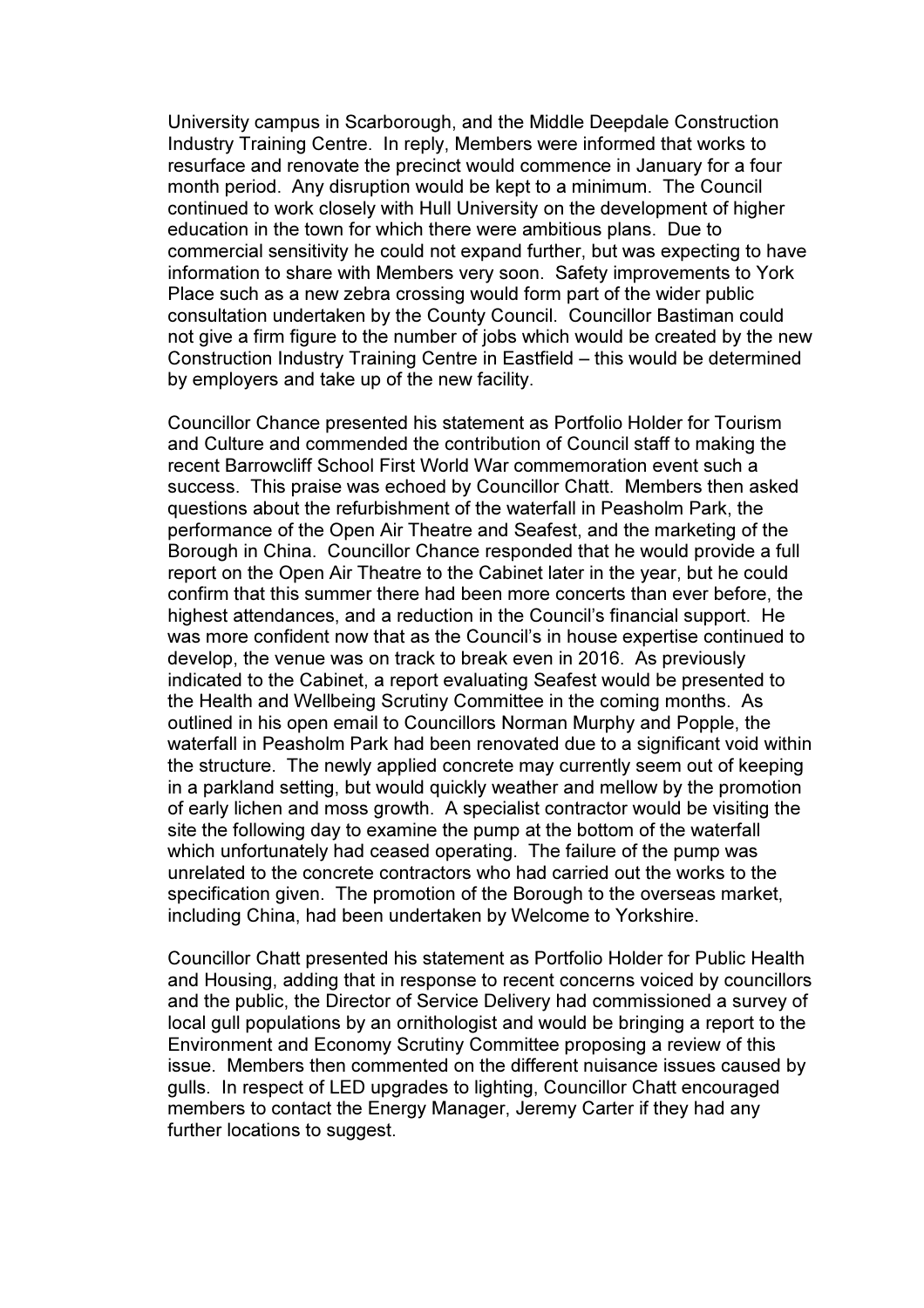University campus in Scarborough, and the Middle Deepdale Construction Industry Training Centre. In reply, Members were informed that works to resurface and renovate the precinct would commence in January for a four month period. Any disruption would be kept to a minimum. The Council continued to work closely with Hull University on the development of higher education in the town for which there were ambitious plans. Due to commercial sensitivity he could not expand further, but was expecting to have information to share with Members very soon. Safety improvements to York Place such as a new zebra crossing would form part of the wider public consultation undertaken by the County Council. Councillor Bastiman could not give a firm figure to the number of jobs which would be created by the new Construction Industry Training Centre in Eastfield – this would be determined by employers and take up of the new facility.

Councillor Chance presented his statement as Portfolio Holder for Tourism and Culture and commended the contribution of Council staff to making the recent Barrowcliff School First World War commemoration event such a success. This praise was echoed by Councillor Chatt. Members then asked questions about the refurbishment of the waterfall in Peasholm Park, the performance of the Open Air Theatre and Seafest, and the marketing of the Borough in China. Councillor Chance responded that he would provide a full report on the Open Air Theatre to the Cabinet later in the year, but he could confirm that this summer there had been more concerts than ever before, the highest attendances, and a reduction in the Council's financial support. He was more confident now that as the Council's in house expertise continued to develop, the venue was on track to break even in 2016. As previously indicated to the Cabinet, a report evaluating Seafest would be presented to the Health and Wellbeing Scrutiny Committee in the coming months. As outlined in his open email to Councillors Norman Murphy and Popple, the waterfall in Peasholm Park had been renovated due to a significant void within the structure. The newly applied concrete may currently seem out of keeping in a parkland setting, but would quickly weather and mellow by the promotion of early lichen and moss growth. A specialist contractor would be visiting the site the following day to examine the pump at the bottom of the waterfall which unfortunately had ceased operating. The failure of the pump was unrelated to the concrete contractors who had carried out the works to the specification given. The promotion of the Borough to the overseas market, including China, had been undertaken by Welcome to Yorkshire.

Councillor Chatt presented his statement as Portfolio Holder for Public Health and Housing, adding that in response to recent concerns voiced by councillors and the public, the Director of Service Delivery had commissioned a survey of local gull populations by an ornithologist and would be bringing a report to the Environment and Economy Scrutiny Committee proposing a review of this issue. Members then commented on the different nuisance issues caused by gulls. In respect of LED upgrades to lighting, Councillor Chatt encouraged members to contact the Energy Manager, Jeremy Carter if they had any further locations to suggest.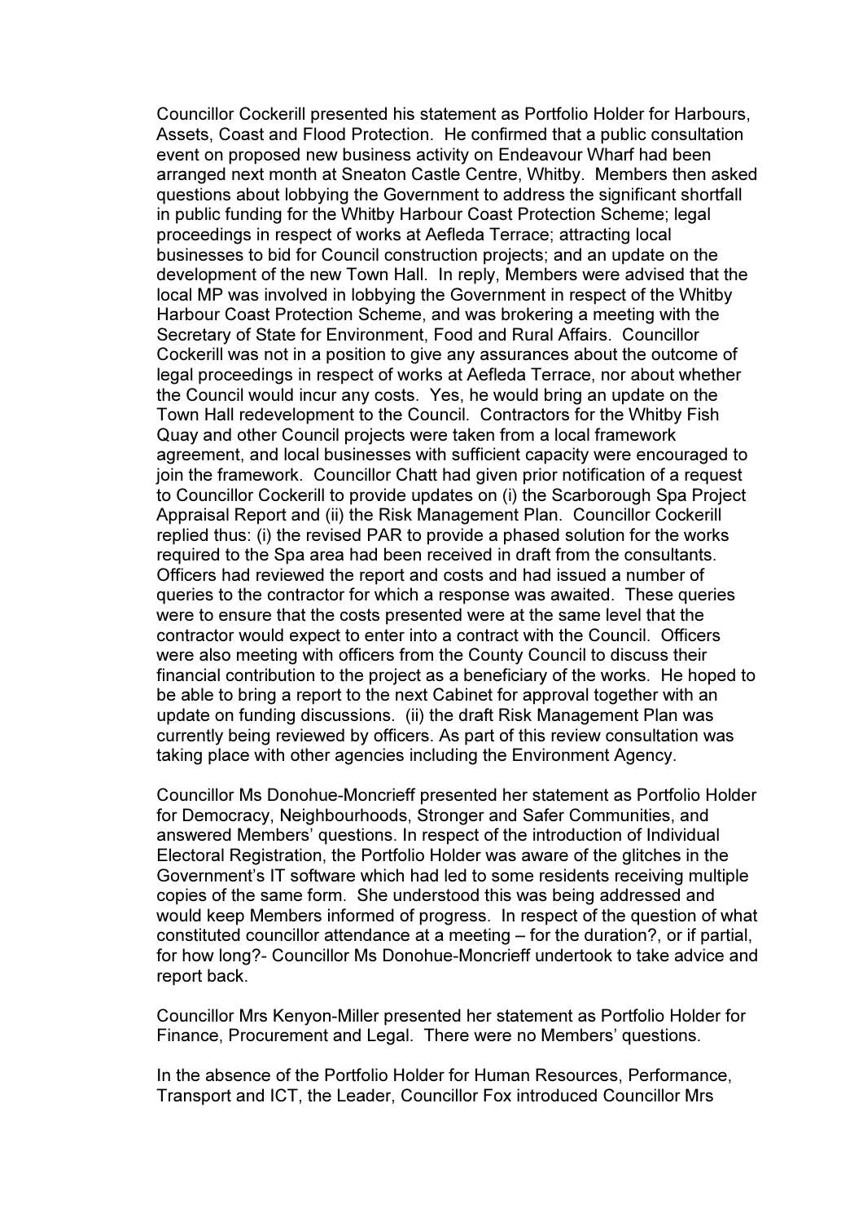Councillor Cockerill presented his statement as Portfolio Holder for Harbours, Assets, Coast and Flood Protection. He confirmed that a public consultation event on proposed new business activity on Endeavour Wharf had been arranged next month at Sneaton Castle Centre, Whitby. Members then asked questions about lobbying the Government to address the significant shortfall in public funding for the Whitby Harbour Coast Protection Scheme; legal proceedings in respect of works at Aefleda Terrace; attracting local businesses to bid for Council construction projects; and an update on the development of the new Town Hall. In reply, Members were advised that the local MP was involved in lobbying the Government in respect of the Whitby Harbour Coast Protection Scheme, and was brokering a meeting with the Secretary of State for Environment, Food and Rural Affairs. Councillor Cockerill was not in a position to give any assurances about the outcome of legal proceedings in respect of works at Aefleda Terrace, nor about whether the Council would incur any costs. Yes, he would bring an update on the Town Hall redevelopment to the Council. Contractors for the Whitby Fish Quay and other Council projects were taken from a local framework agreement, and local businesses with sufficient capacity were encouraged to join the framework. Councillor Chatt had given prior notification of a request to Councillor Cockerill to provide updates on (i) the Scarborough Spa Project Appraisal Report and (ii) the Risk Management Plan. Councillor Cockerill replied thus: (i) the revised PAR to provide a phased solution for the works required to the Spa area had been received in draft from the consultants. Officers had reviewed the report and costs and had issued a number of queries to the contractor for which a response was awaited. These queries were to ensure that the costs presented were at the same level that the contractor would expect to enter into a contract with the Council. Officers were also meeting with officers from the County Council to discuss their financial contribution to the project as a beneficiary of the works. He hoped to be able to bring a report to the next Cabinet for approval together with an update on funding discussions. (ii) the draft Risk Management Plan was currently being reviewed by officers. As part of this review consultation was taking place with other agencies including the Environment Agency.

Councillor Ms Donohue-Moncrieff presented her statement as Portfolio Holder for Democracy, Neighbourhoods, Stronger and Safer Communities, and answered Members' questions. In respect of the introduction of Individual Electoral Registration, the Portfolio Holder was aware of the glitches in the Government's IT software which had led to some residents receiving multiple copies of the same form. She understood this was being addressed and would keep Members informed of progress. In respect of the question of what constituted councillor attendance at a meeting – for the duration?, or if partial, for how long?- Councillor Ms Donohue-Moncrieff undertook to take advice and report back.

Councillor Mrs Kenyon-Miller presented her statement as Portfolio Holder for Finance, Procurement and Legal. There were no Members' questions.

In the absence of the Portfolio Holder for Human Resources, Performance, Transport and ICT, the Leader, Councillor Fox introduced Councillor Mrs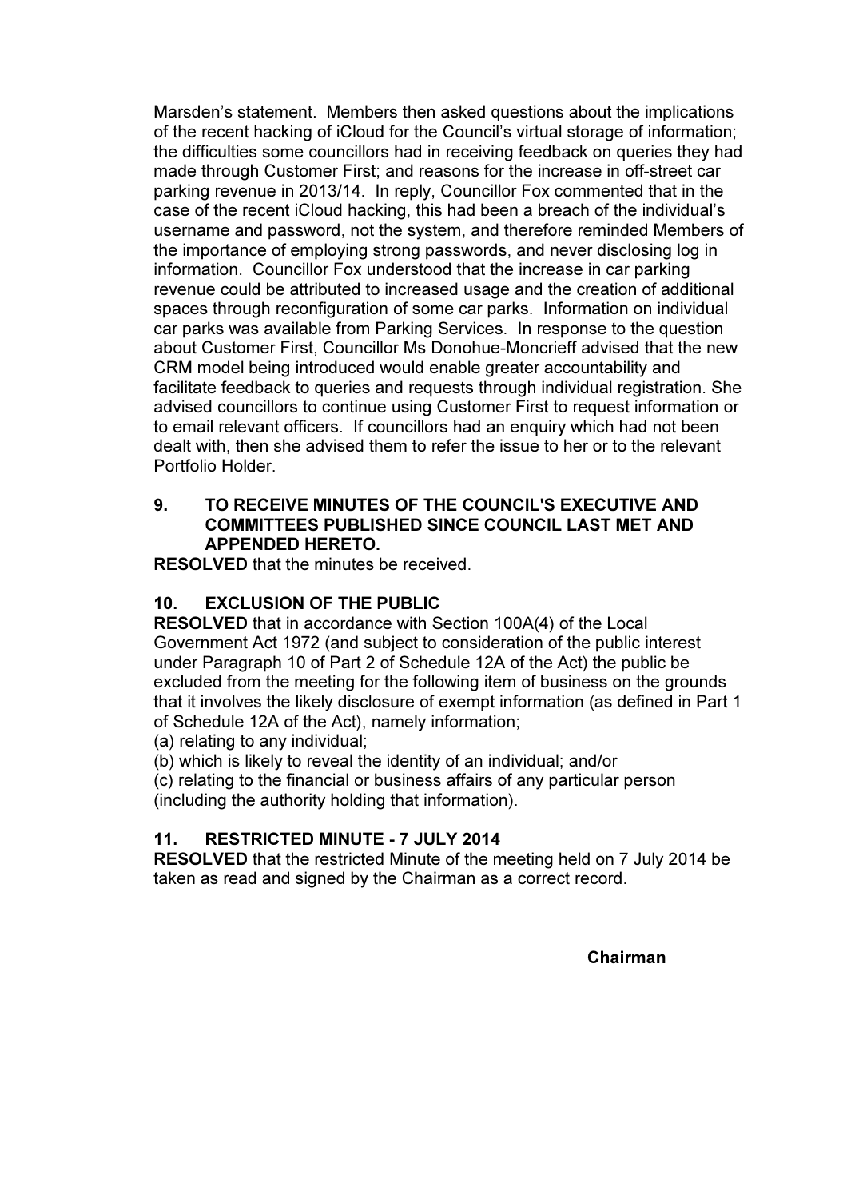Marsden's statement. Members then asked questions about the implications of the recent hacking of iCloud for the Council's virtual storage of information; the difficulties some councillors had in receiving feedback on queries they had made through Customer First; and reasons for the increase in off-street car parking revenue in 2013/14. In reply, Councillor Fox commented that in the case of the recent iCloud hacking, this had been a breach of the individual's username and password, not the system, and therefore reminded Members of the importance of employing strong passwords, and never disclosing log in information. Councillor Fox understood that the increase in car parking revenue could be attributed to increased usage and the creation of additional spaces through reconfiguration of some car parks. Information on individual car parks was available from Parking Services. In response to the question about Customer First, Councillor Ms Donohue-Moncrieff advised that the new CRM model being introduced would enable greater accountability and facilitate feedback to queries and requests through individual registration. She advised councillors to continue using Customer First to request information or to email relevant officers. If councillors had an enquiry which had not been dealt with, then she advised them to refer the issue to her or to the relevant Portfolio Holder.

## 9. TO RECEIVE MINUTES OF THE COUNCIL'S EXECUTIVE AND COMMITTEES PUBLISHED SINCE COUNCIL LAST MET AND APPENDED HERETO.

**RESOLVED** that the minutes be received.

## 10. EXCLUSION OF THE PUBLIC

**RESOLVED** that in accordance with Section 100A(4) of the Local Government Act 1972 (and subject to consideration of the public interest under Paragraph 10 of Part 2 of Schedule 12A of the Act) the public be excluded from the meeting for the following item of business on the grounds that it involves the likely disclosure of exempt information (as defined in Part 1 of Schedule 12A of the Act), namely information;
(a) relating to any individual;
(b) which is likely to reveal the identity of an individual; and/or
(c) relating to the financial or business affairs of any particular person (including the authority holding that information).

## 11. RESTRICTED MINUTE - 7 JULY 2014

**RESOLVED** that the restricted Minute of the meeting held on 7 July 2014 be taken as read and signed by the Chairman as a correct record.

**Chairman**